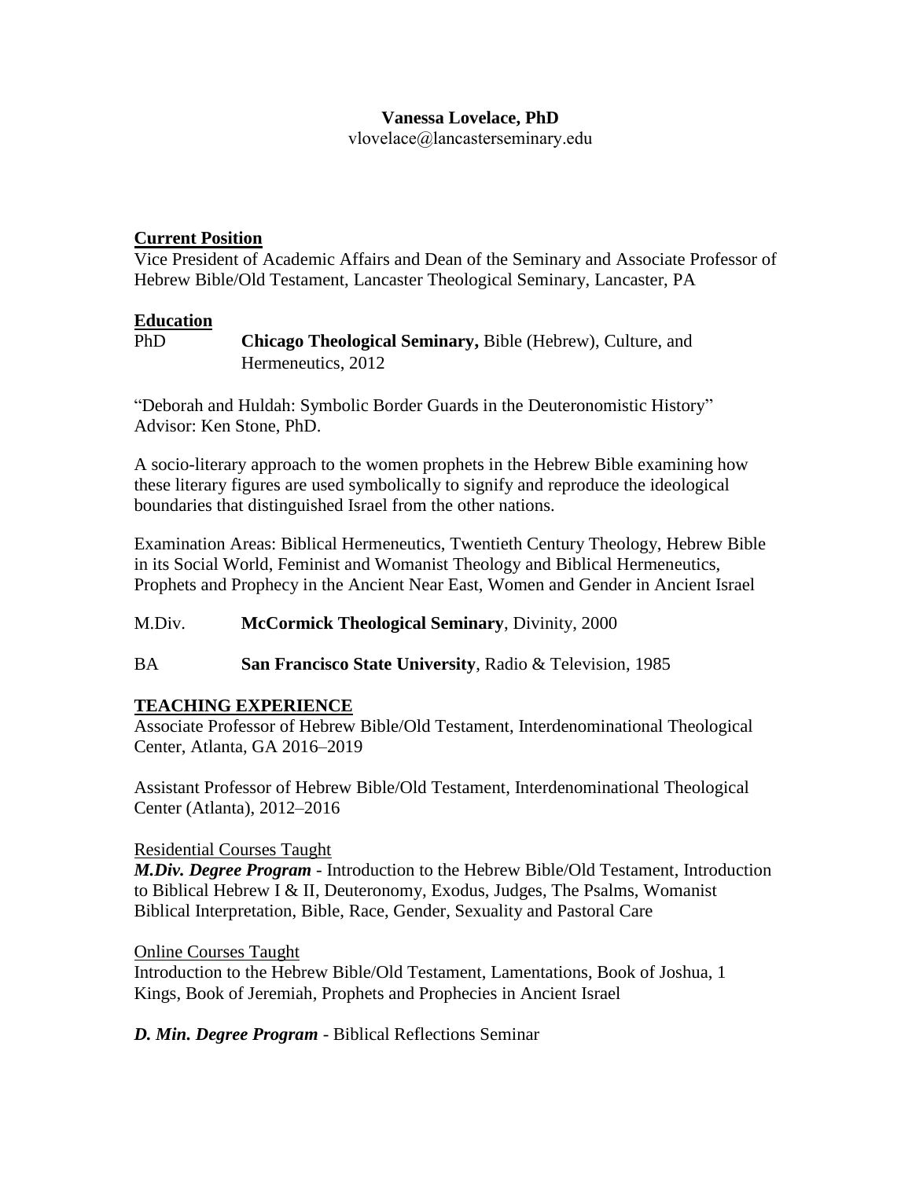**Vanessa Lovelace, PhD**

vlovelace@lancasterseminary.edu

## Current Position

Vice President of Academic Affairs and Dean of the Seminary and Associate Professor of Hebrew Bible/Old Testament, Lancaster Theological Seminary, Lancaster, PA

## Education

PhD **Chicago Theological Seminary,** Bible (Hebrew), Culture, and Hermeneutics, 2012

"Deborah and Huldah: Symbolic Border Guards in the Deuteronomistic History"
Advisor: Ken Stone, PhD.

A socio-literary approach to the women prophets in the Hebrew Bible examining how these literary figures are used symbolically to signify and reproduce the ideological boundaries that distinguished Israel from the other nations.

Examination Areas: Biblical Hermeneutics, Twentieth Century Theology, Hebrew Bible in its Social World, Feminist and Womanist Theology and Biblical Hermeneutics, Prophets and Prophecy in the Ancient Near East, Women and Gender in Ancient Israel

M.Div. **McCormick Theological Seminary**, Divinity, 2000

BA **San Francisco State University**, Radio & Television, 1985

## TEACHING EXPERIENCE

Associate Professor of Hebrew Bible/Old Testament, Interdenominational Theological Center, Atlanta, GA 2016–2019

Assistant Professor of Hebrew Bible/Old Testament, Interdenominational Theological Center (Atlanta), 2012–2016

Residential Courses Taught

***M.Div. Degree Program*** - Introduction to the Hebrew Bible/Old Testament, Introduction to Biblical Hebrew I & II, Deuteronomy, Exodus, Judges, The Psalms, Womanist Biblical Interpretation, Bible, Race, Gender, Sexuality and Pastoral Care

Online Courses Taught

Introduction to the Hebrew Bible/Old Testament, Lamentations, Book of Joshua, 1 Kings, Book of Jeremiah, Prophets and Prophecies in Ancient Israel

***D. Min. Degree Program*** - Biblical Reflections Seminar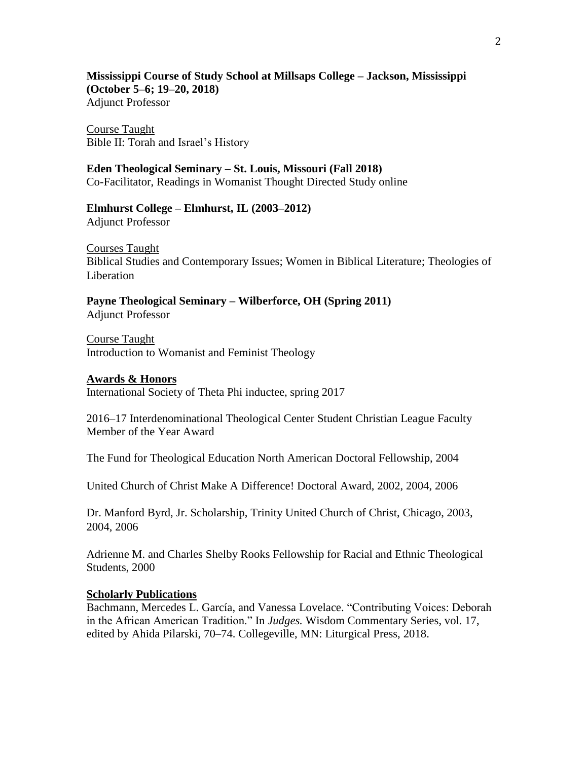**Mississippi Course of Study School at Millsaps College – Jackson, Mississippi (October 5–6; 19–20, 2018)**
Adjunct Professor

Course Taught
Bible II: Torah and Israel's History

**Eden Theological Seminary – St. Louis, Missouri (Fall 2018)**
Co-Facilitator, Readings in Womanist Thought Directed Study online

**Elmhurst College – Elmhurst, IL (2003–2012)**
Adjunct Professor

Courses Taught
Biblical Studies and Contemporary Issues; Women in Biblical Literature; Theologies of Liberation

**Payne Theological Seminary – Wilberforce, OH (Spring 2011)**
Adjunct Professor

Course Taught
Introduction to Womanist and Feminist Theology

**Awards & Honors**

International Society of Theta Phi inductee, spring 2017

2016–17 Interdenominational Theological Center Student Christian League Faculty Member of the Year Award

The Fund for Theological Education North American Doctoral Fellowship, 2004

United Church of Christ Make A Difference! Doctoral Award, 2002, 2004, 2006

Dr. Manford Byrd, Jr. Scholarship, Trinity United Church of Christ, Chicago, 2003, 2004, 2006

Adrienne M. and Charles Shelby Rooks Fellowship for Racial and Ethnic Theological Students, 2000

**Scholarly Publications**

Bachmann, Mercedes L. García, and Vanessa Lovelace. "Contributing Voices: Deborah in the African American Tradition." In *Judges.* Wisdom Commentary Series, vol. 17, edited by Ahida Pilarski, 70–74. Collegeville, MN: Liturgical Press, 2018.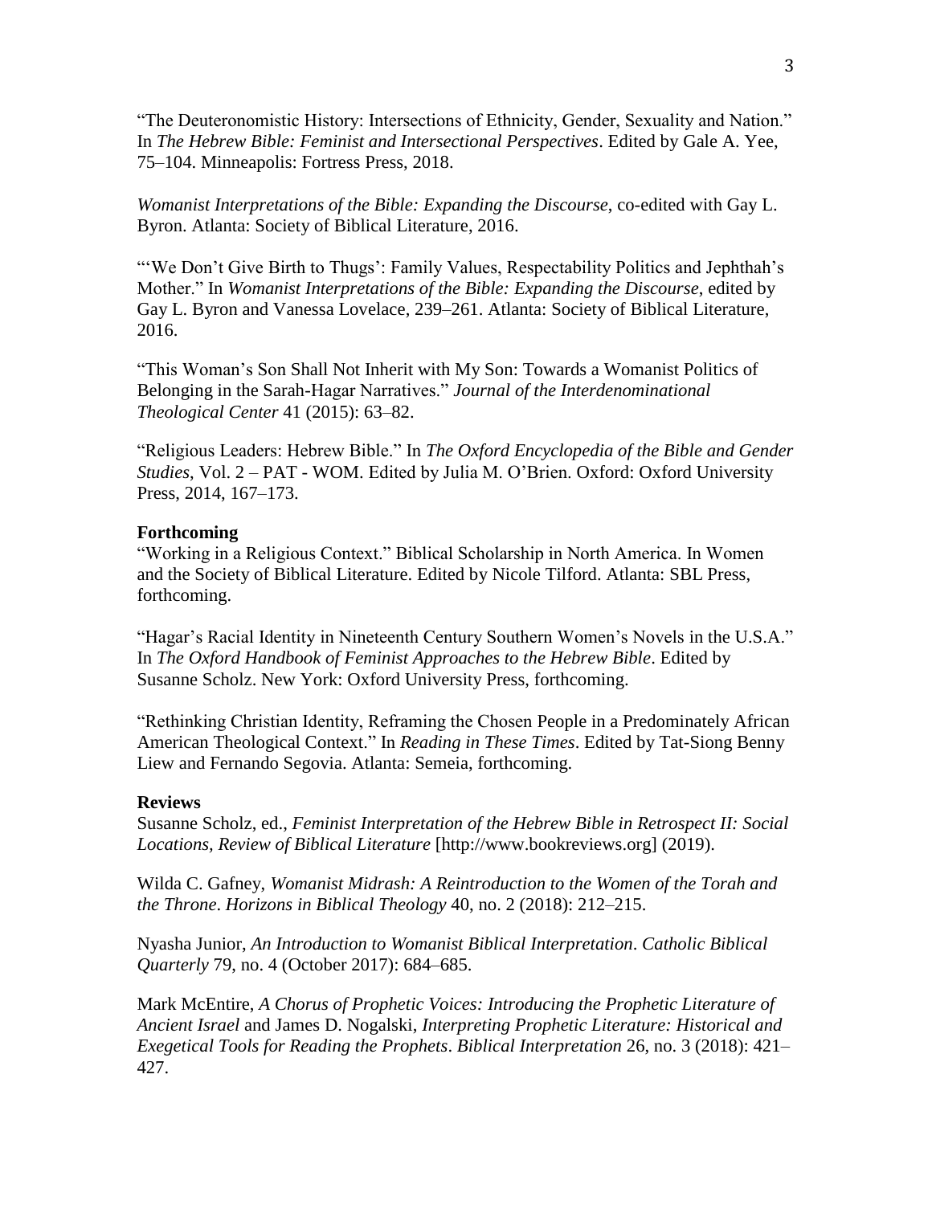“The Deuteronomistic History: Intersections of Ethnicity, Gender, Sexuality and Nation.” In *The Hebrew Bible: Feminist and Intersectional Perspectives*. Edited by Gale A. Yee, 75–104. Minneapolis: Fortress Press, 2018.

*Womanist Interpretations of the Bible: Expanding the Discourse*, co-edited with Gay L. Byron. Atlanta: Society of Biblical Literature, 2016.

“‘We Don’t Give Birth to Thugs’: Family Values, Respectability Politics and Jephthah’s Mother.” In *Womanist Interpretations of the Bible: Expanding the Discourse*, edited by Gay L. Byron and Vanessa Lovelace, 239–261. Atlanta: Society of Biblical Literature, 2016.

“This Woman’s Son Shall Not Inherit with My Son: Towards a Womanist Politics of Belonging in the Sarah-Hagar Narratives.” *Journal of the Interdenominational Theological Center* 41 (2015): 63–82.

“Religious Leaders: Hebrew Bible.” In *The Oxford Encyclopedia of the Bible and Gender Studies*, Vol. 2 – PAT - WOM. Edited by Julia M. O’Brien. Oxford: Oxford University Press, 2014, 167–173.

**Forthcoming**

“Working in a Religious Context.” Biblical Scholarship in North America. In Women and the Society of Biblical Literature. Edited by Nicole Tilford. Atlanta: SBL Press, forthcoming.

“Hagar’s Racial Identity in Nineteenth Century Southern Women’s Novels in the U.S.A.” In *The Oxford Handbook of Feminist Approaches to the Hebrew Bible*. Edited by Susanne Scholz. New York: Oxford University Press, forthcoming.

“Rethinking Christian Identity, Reframing the Chosen People in a Predominately African American Theological Context.” In *Reading in These Times*. Edited by Tat-Siong Benny Liew and Fernando Segovia. Atlanta: Semeia, forthcoming.

**Reviews**

Susanne Scholz, ed., *Feminist Interpretation of the Hebrew Bible in Retrospect II: Social Locations, Review of Biblical Literature* [http://www.bookreviews.org] (2019).

Wilda C. Gafney, *Womanist Midrash: A Reintroduction to the Women of the Torah and the Throne*. *Horizons in Biblical Theology* 40, no. 2 (2018): 212–215.

Nyasha Junior, *An Introduction to Womanist Biblical Interpretation*. *Catholic Biblical Quarterly* 79, no. 4 (October 2017): 684–685.

Mark McEntire, *A Chorus of Prophetic Voices: Introducing the Prophetic Literature of Ancient Israel* and James D. Nogalski, *Interpreting Prophetic Literature: Historical and Exegetical Tools for Reading the Prophets*. *Biblical Interpretation* 26, no. 3 (2018): 421–427.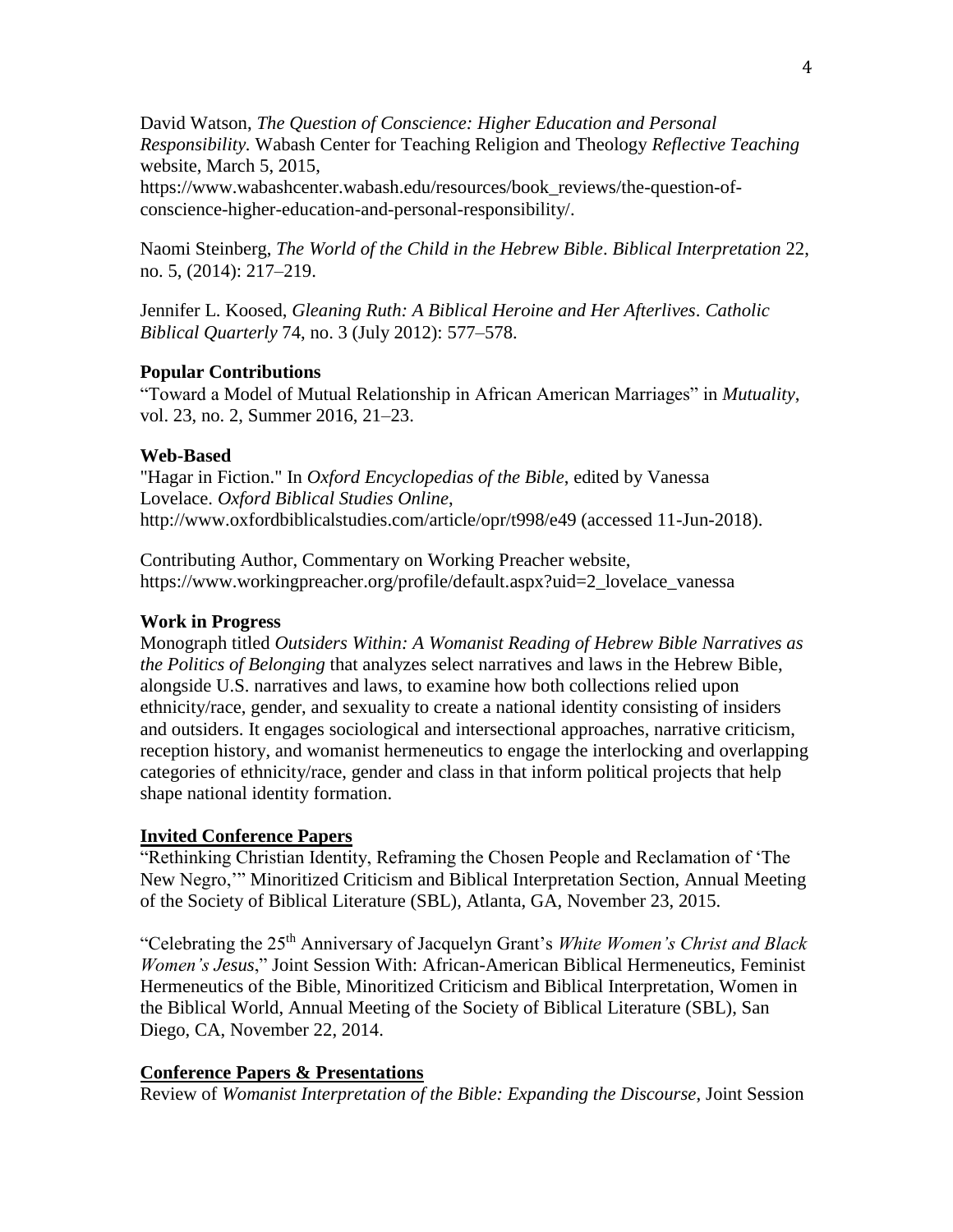David Watson, *The Question of Conscience: Higher Education and Personal Responsibility.* Wabash Center for Teaching Religion and Theology *Reflective Teaching* website, March 5, 2015, https://www.wabashcenter.wabash.edu/resources/book_reviews/the-question-of-conscience-higher-education-and-personal-responsibility/.

Naomi Steinberg, *The World of the Child in the Hebrew Bible*. *Biblical Interpretation* 22, no. 5, (2014): 217–219.

Jennifer L. Koosed, *Gleaning Ruth: A Biblical Heroine and Her Afterlives*. *Catholic Biblical Quarterly* 74, no. 3 (July 2012): 577–578.

**Popular Contributions**

"Toward a Model of Mutual Relationship in African American Marriages" in *Mutuality*, vol. 23, no. 2, Summer 2016, 21–23.

**Web-Based**

"Hagar in Fiction." In *Oxford Encyclopedias of the Bible*, edited by Vanessa Lovelace. *Oxford Biblical Studies Online*, http://www.oxfordbiblicalstudies.com/article/opr/t998/e49 (accessed 11-Jun-2018).

Contributing Author, Commentary on Working Preacher website, https://www.workingpreacher.org/profile/default.aspx?uid=2_lovelace_vanessa

**Work in Progress**

Monograph titled *Outsiders Within: A Womanist Reading of Hebrew Bible Narratives as the Politics of Belonging* that analyzes select narratives and laws in the Hebrew Bible, alongside U.S. narratives and laws, to examine how both collections relied upon ethnicity/race, gender, and sexuality to create a national identity consisting of insiders and outsiders. It engages sociological and intersectional approaches, narrative criticism, reception history, and womanist hermeneutics to engage the interlocking and overlapping categories of ethnicity/race, gender and class in that inform political projects that help shape national identity formation.

**Invited Conference Papers**

"Rethinking Christian Identity, Reframing the Chosen People and Reclamation of 'The New Negro,'" Minoritized Criticism and Biblical Interpretation Section, Annual Meeting of the Society of Biblical Literature (SBL), Atlanta, GA, November 23, 2015.

"Celebrating the 25th Anniversary of Jacquelyn Grant's *White Women's Christ and Black Women's Jesus*," Joint Session With: African-American Biblical Hermeneutics, Feminist Hermeneutics of the Bible, Minoritized Criticism and Biblical Interpretation, Women in the Biblical World, Annual Meeting of the Society of Biblical Literature (SBL), San Diego, CA, November 22, 2014.

**Conference Papers & Presentations**

Review of *Womanist Interpretation of the Bible: Expanding the Discourse*, Joint Session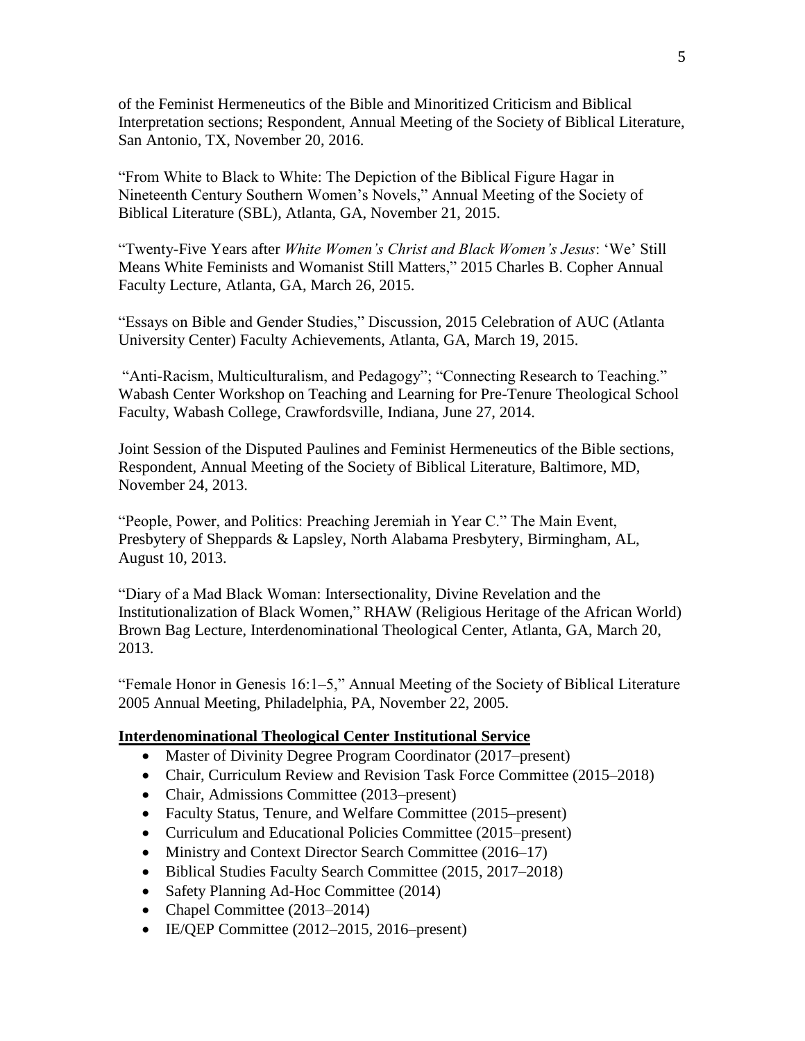of the Feminist Hermeneutics of the Bible and Minoritized Criticism and Biblical Interpretation sections; Respondent, Annual Meeting of the Society of Biblical Literature, San Antonio, TX, November 20, 2016.

"From White to Black to White: The Depiction of the Biblical Figure Hagar in Nineteenth Century Southern Women's Novels," Annual Meeting of the Society of Biblical Literature (SBL), Atlanta, GA, November 21, 2015.

"Twenty-Five Years after *White Women's Christ and Black Women's Jesus*: 'We' Still Means White Feminists and Womanist Still Matters," 2015 Charles B. Copher Annual Faculty Lecture, Atlanta, GA, March 26, 2015.

"Essays on Bible and Gender Studies," Discussion, 2015 Celebration of AUC (Atlanta University Center) Faculty Achievements, Atlanta, GA, March 19, 2015.

"Anti-Racism, Multiculturalism, and Pedagogy"; "Connecting Research to Teaching." Wabash Center Workshop on Teaching and Learning for Pre-Tenure Theological School Faculty, Wabash College, Crawfordsville, Indiana, June 27, 2014.

Joint Session of the Disputed Paulines and Feminist Hermeneutics of the Bible sections, Respondent, Annual Meeting of the Society of Biblical Literature, Baltimore, MD, November 24, 2013.

"People, Power, and Politics: Preaching Jeremiah in Year C." The Main Event, Presbytery of Sheppards & Lapsley, North Alabama Presbytery, Birmingham, AL, August 10, 2013.

"Diary of a Mad Black Woman: Intersectionality, Divine Revelation and the Institutionalization of Black Women," RHAW (Religious Heritage of the African World) Brown Bag Lecture, Interdenominational Theological Center, Atlanta, GA, March 20, 2013.

"Female Honor in Genesis 16:1–5," Annual Meeting of the Society of Biblical Literature 2005 Annual Meeting, Philadelphia, PA, November 22, 2005.

## Interdenominational Theological Center Institutional Service

- Master of Divinity Degree Program Coordinator (2017–present)
- Chair, Curriculum Review and Revision Task Force Committee (2015–2018)
- Chair, Admissions Committee (2013–present)
- Faculty Status, Tenure, and Welfare Committee (2015–present)
- Curriculum and Educational Policies Committee (2015–present)
- Ministry and Context Director Search Committee (2016–17)
- Biblical Studies Faculty Search Committee (2015, 2017–2018)
- Safety Planning Ad-Hoc Committee (2014)
- Chapel Committee (2013–2014)
- IE/QEP Committee (2012–2015, 2016–present)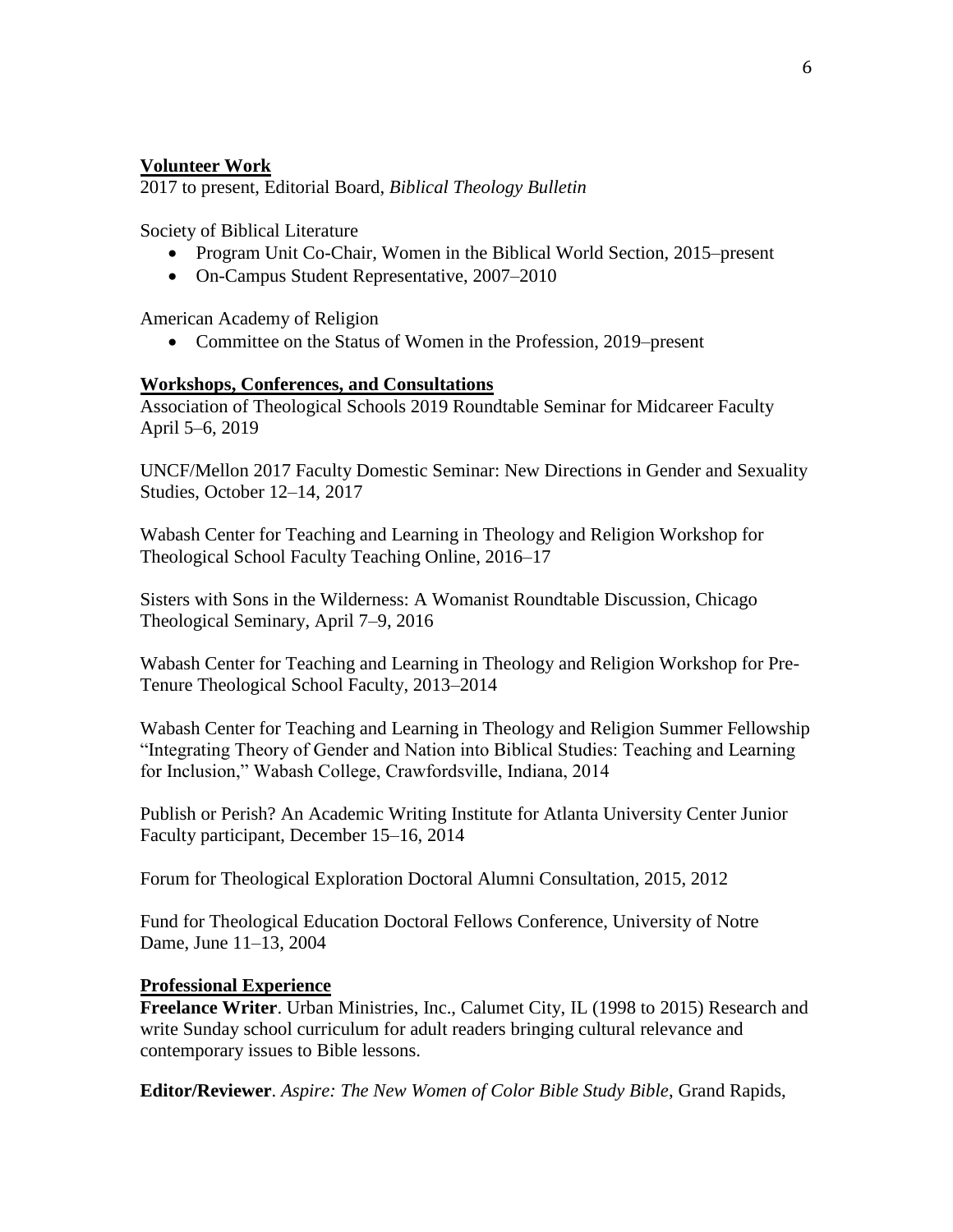## Volunteer Work

2017 to present, Editorial Board, *Biblical Theology Bulletin*

Society of Biblical Literature

- Program Unit Co-Chair, Women in the Biblical World Section, 2015–present
- On-Campus Student Representative, 2007–2010

American Academy of Religion

- Committee on the Status of Women in the Profession, 2019–present

## Workshops, Conferences, and Consultations

Association of Theological Schools 2019 Roundtable Seminar for Midcareer Faculty April 5–6, 2019

UNCF/Mellon 2017 Faculty Domestic Seminar: New Directions in Gender and Sexuality Studies, October 12–14, 2017

Wabash Center for Teaching and Learning in Theology and Religion Workshop for Theological School Faculty Teaching Online, 2016–17

Sisters with Sons in the Wilderness: A Womanist Roundtable Discussion, Chicago Theological Seminary, April 7–9, 2016

Wabash Center for Teaching and Learning in Theology and Religion Workshop for Pre-Tenure Theological School Faculty, 2013–2014

Wabash Center for Teaching and Learning in Theology and Religion Summer Fellowship "Integrating Theory of Gender and Nation into Biblical Studies: Teaching and Learning for Inclusion," Wabash College, Crawfordsville, Indiana, 2014

Publish or Perish? An Academic Writing Institute for Atlanta University Center Junior Faculty participant, December 15–16, 2014

Forum for Theological Exploration Doctoral Alumni Consultation, 2015, 2012

Fund for Theological Education Doctoral Fellows Conference, University of Notre Dame, June 11–13, 2004

## Professional Experience

**Freelance Writer**. Urban Ministries, Inc., Calumet City, IL (1998 to 2015) Research and write Sunday school curriculum for adult readers bringing cultural relevance and contemporary issues to Bible lessons.

**Editor/Reviewer**. *Aspire: The New Women of Color Bible Study Bible*, Grand Rapids,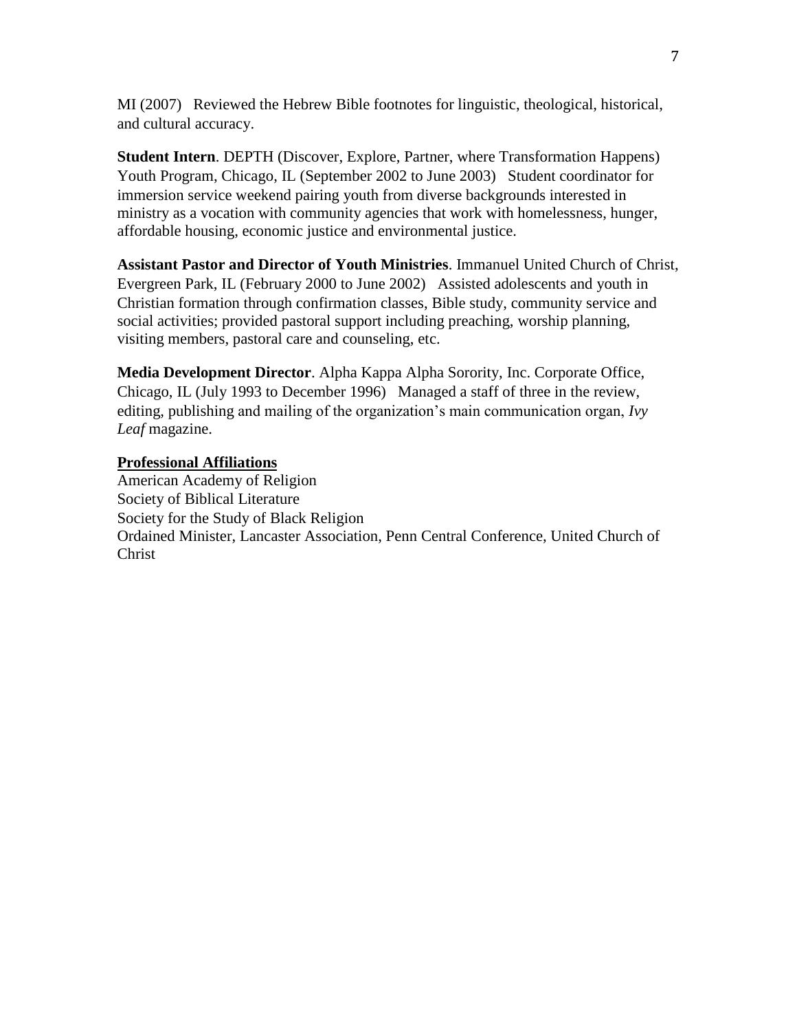MI (2007) Reviewed the Hebrew Bible footnotes for linguistic, theological, historical, and cultural accuracy.

**Student Intern**. DEPTH (Discover, Explore, Partner, where Transformation Happens) Youth Program, Chicago, IL (September 2002 to June 2003) Student coordinator for immersion service weekend pairing youth from diverse backgrounds interested in ministry as a vocation with community agencies that work with homelessness, hunger, affordable housing, economic justice and environmental justice.

**Assistant Pastor and Director of Youth Ministries**. Immanuel United Church of Christ, Evergreen Park, IL (February 2000 to June 2002) Assisted adolescents and youth in Christian formation through confirmation classes, Bible study, community service and social activities; provided pastoral support including preaching, worship planning, visiting members, pastoral care and counseling, etc.

**Media Development Director**. Alpha Kappa Alpha Sorority, Inc. Corporate Office, Chicago, IL (July 1993 to December 1996) Managed a staff of three in the review, editing, publishing and mailing of the organization's main communication organ, *Ivy Leaf* magazine.

**Professional Affiliations**

American Academy of Religion
Society of Biblical Literature
Society for the Study of Black Religion
Ordained Minister, Lancaster Association, Penn Central Conference, United Church of Christ